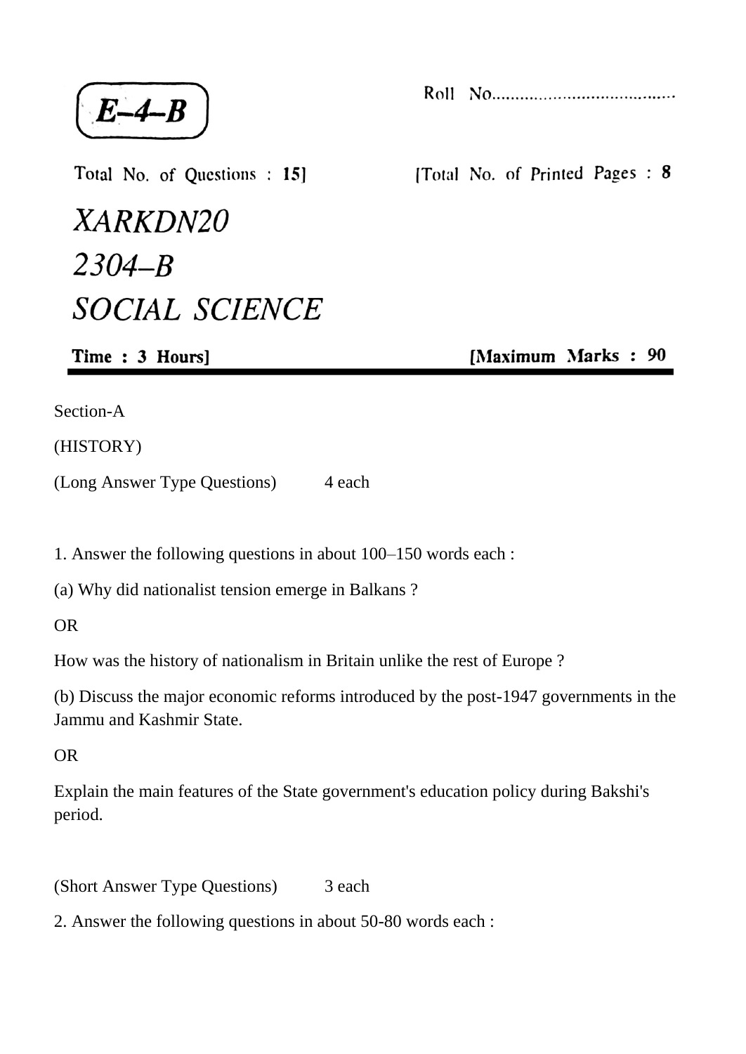**E–4–B**

Roll No......................................

Total No. of Questions : **15**]

[Total No. of Printed Pages : **8**

# *XARKDN20*

# *2304–B*

# *SOCIAL SCIENCE*

**Time : 3 Hours]**

**[Maximum Marks : 90**

Section-A

(HISTORY)

(Long Answer Type Questions) 4 each

1. Answer the following questions in about 100–150 words each :

(a) Why did nationalist tension emerge in Balkans ?

OR

How was the history of nationalism in Britain unlike the rest of Europe ?

(b) Discuss the major economic reforms introduced by the post-1947 governments in the Jammu and Kashmir State.

OR

Explain the main features of the State government's education policy during Bakshi's period.

(Short Answer Type Questions) 3 each

2. Answer the following questions in about 50-80 words each :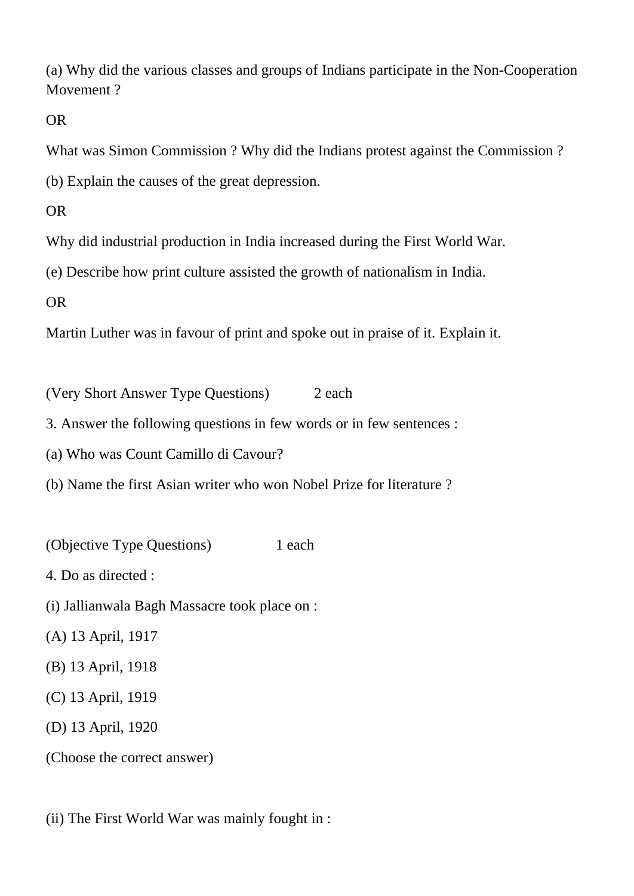(a) Why did the various classes and groups of Indians participate in the Non-Cooperation Movement ?

OR

What was Simon Commission ? Why did the Indians protest against the Commission ?

(b) Explain the causes of the great depression.

OR

Why did industrial production in India increased during the First World War.

(e) Describe how print culture assisted the growth of nationalism in India.

OR

Martin Luther was in favour of print and spoke out in praise of it. Explain it.

(Very Short Answer Type Questions) 2 each

3. Answer the following questions in few words or in few sentences :

(a) Who was Count Camillo di Cavour?

(b) Name the first Asian writer who won Nobel Prize for literature ?

(Objective Type Questions) 1 each

4. Do as directed :

(i) Jallianwala Bagh Massacre took place on :

(A) 13 April, 1917

(B) 13 April, 1918

(C) 13 April, 1919

(D) 13 April, 1920

(Choose the correct answer)

(ii) The First World War was mainly fought in :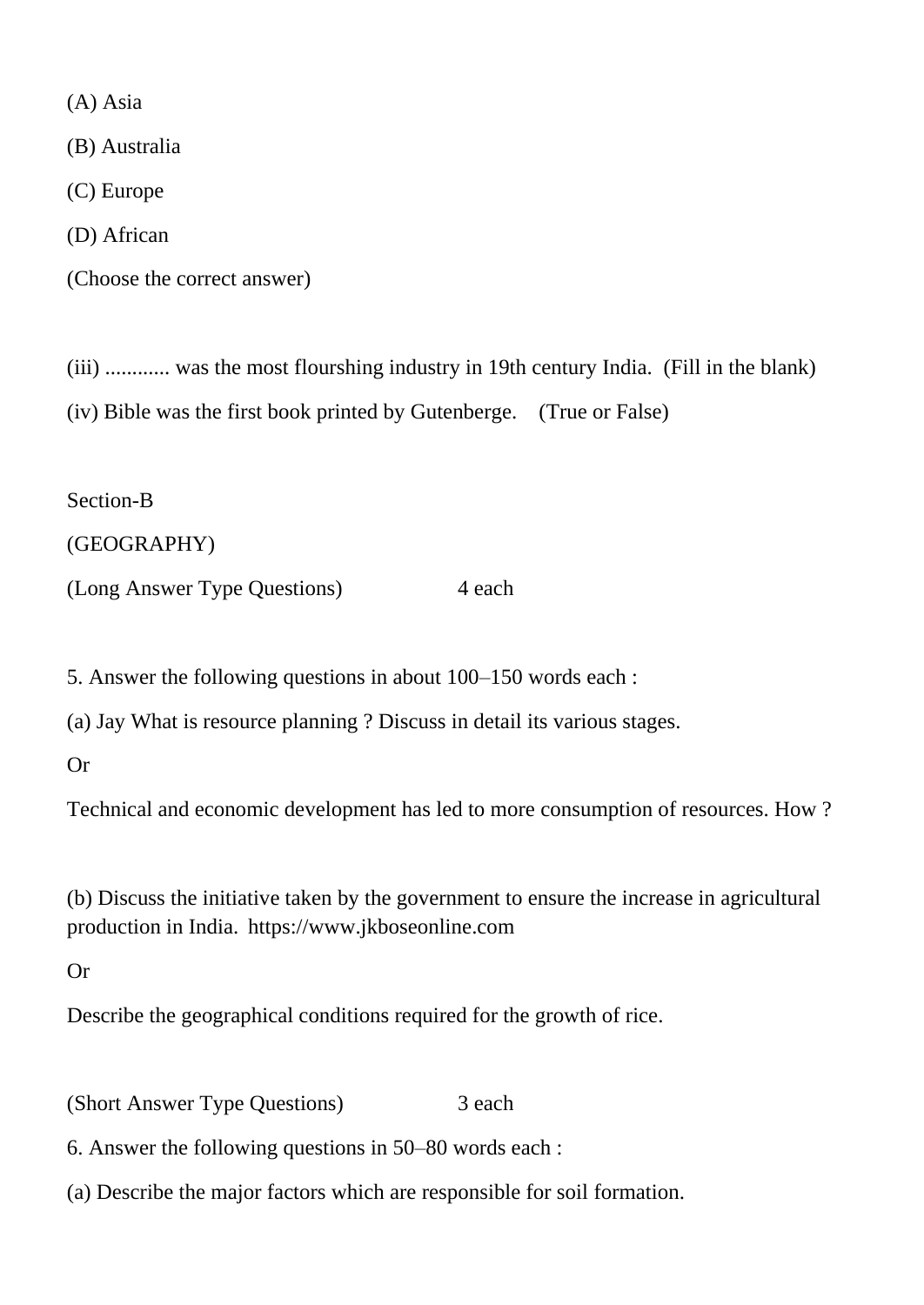(A) Asia

(B) Australia

(C) Europe

(D) African

(Choose the correct answer)

(iii) ............ was the most flourshing industry in 19th century India. (Fill in the blank)

(iv) Bible was the first book printed by Gutenberge. (True or False)

Section-B

(GEOGRAPHY)

(Long Answer Type Questions) 4 each

5. Answer the following questions in about 100–150 words each :

(a) Jay What is resource planning ? Discuss in detail its various stages.

Or

Technical and economic development has led to more consumption of resources. How ?

(b) Discuss the initiative taken by the government to ensure the increase in agricultural production in India. https://www.jkboseonline.com

Or

Describe the geographical conditions required for the growth of rice.

(Short Answer Type Questions) 3 each

6. Answer the following questions in 50–80 words each :

(a) Describe the major factors which are responsible for soil formation.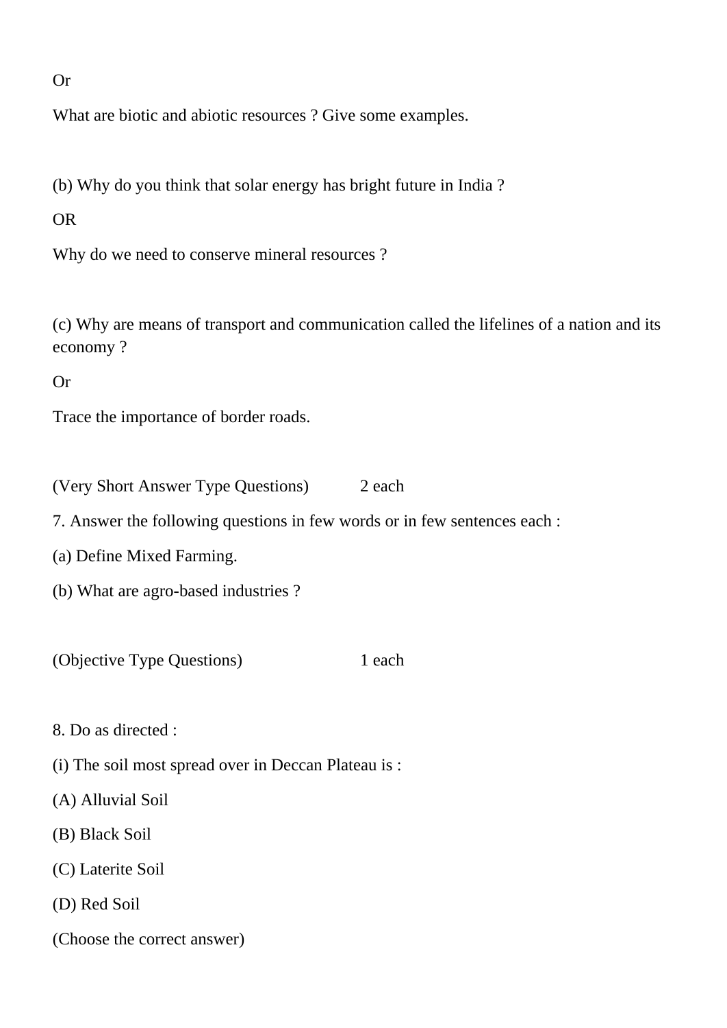Or

What are biotic and abiotic resources ? Give some examples.

(b) Why do you think that solar energy has bright future in India ?

OR

Why do we need to conserve mineral resources ?

(c) Why are means of transport and communication called the lifelines of a nation and its economy ?

Or

Trace the importance of border roads.

(Very Short Answer Type Questions) 2 each

7. Answer the following questions in few words or in few sentences each :

(a) Define Mixed Farming.

(b) What are agro-based industries ?

(Objective Type Questions) 1 each

8. Do as directed :

(i) The soil most spread over in Deccan Plateau is :

(A) Alluvial Soil

(B) Black Soil

(C) Laterite Soil

(D) Red Soil

(Choose the correct answer)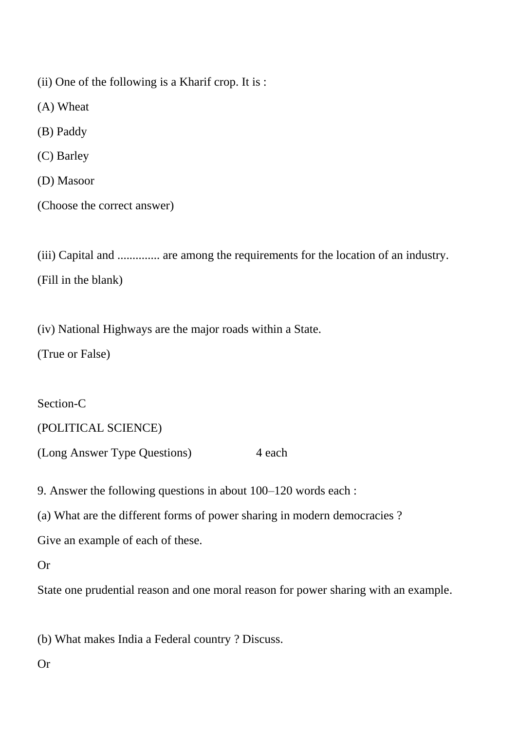(ii) One of the following is a Kharif crop. It is :

(A) Wheat

(B) Paddy

(C) Barley

(D) Masoor

(Choose the correct answer)

(iii) Capital and .............. are among the requirements for the location of an industry.

(Fill in the blank)

(iv) National Highways are the major roads within a State.

(True or False)

Section-C

(POLITICAL SCIENCE)

(Long Answer Type Questions) 4 each

9. Answer the following questions in about 100–120 words each :

(a) What are the different forms of power sharing in modern democracies ?

Give an example of each of these.

Or

State one prudential reason and one moral reason for power sharing with an example.

(b) What makes India a Federal country ? Discuss.

Or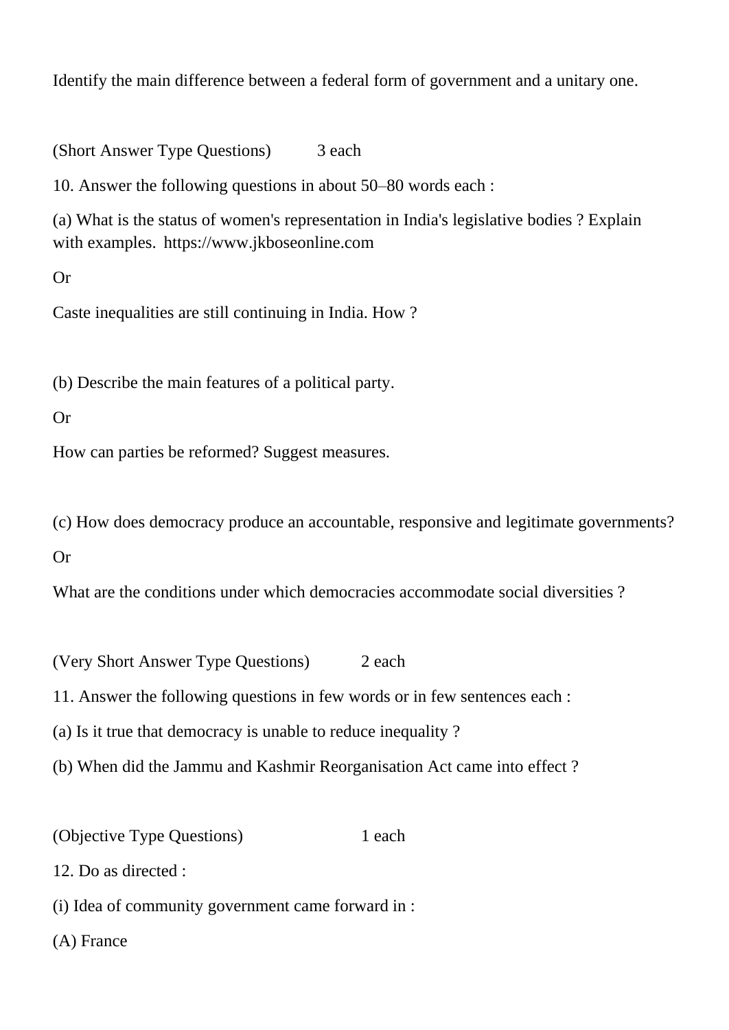Identify the main difference between a federal form of government and a unitary one.

(Short Answer Type Questions)　　3 each

10. Answer the following questions in about 50–80 words each :

(a) What is the status of women's representation in India's legislative bodies ? Explain with examples. https://www.jkboseonline.com

Or

Caste inequalities are still continuing in India. How ?

(b) Describe the main features of a political party.

Or

How can parties be reformed? Suggest measures.

(c) How does democracy produce an accountable, responsive and legitimate governments?

Or

What are the conditions under which democracies accommodate social diversities ?

(Very Short Answer Type Questions)　　2 each

11. Answer the following questions in few words or in few sentences each :

(a) Is it true that democracy is unable to reduce inequality ?

(b) When did the Jammu and Kashmir Reorganisation Act came into effect ?

(Objective Type Questions)　　1 each

12. Do as directed :

(i) Idea of community government came forward in :

(A) France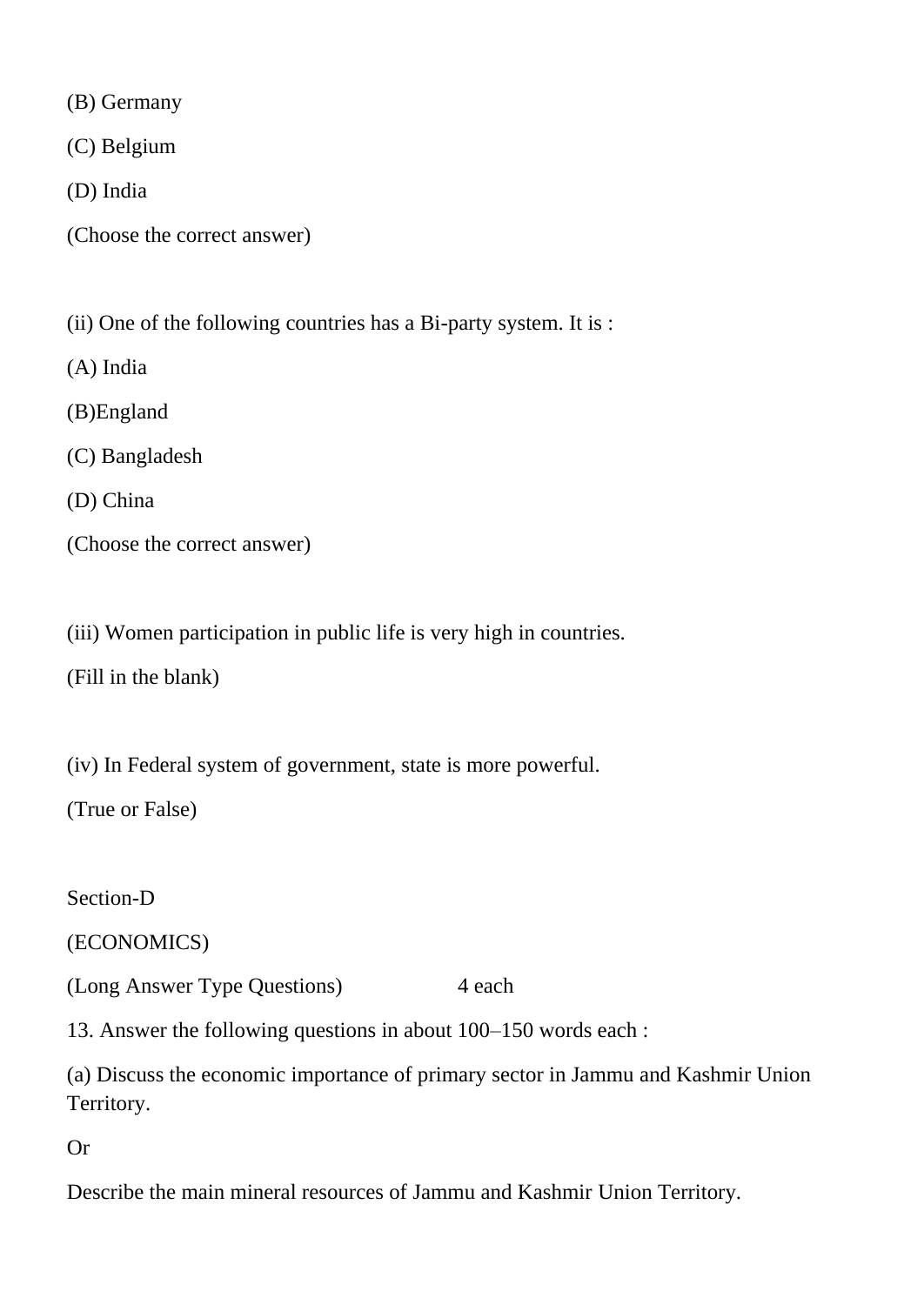(B) Germany

(C) Belgium

(D) India

(Choose the correct answer)

(ii) One of the following countries has a Bi-party system. It is :

(A) India

(B)England

(C) Bangladesh

(D) China

(Choose the correct answer)

(iii) Women participation in public life is very high in countries.

(Fill in the blank)

(iv) In Federal system of government, state is more powerful.

(True or False)

Section-D

(ECONOMICS)

(Long Answer Type Questions) 4 each

13. Answer the following questions in about 100–150 words each :

(a) Discuss the economic importance of primary sector in Jammu and Kashmir Union Territory.

Or

Describe the main mineral resources of Jammu and Kashmir Union Territory.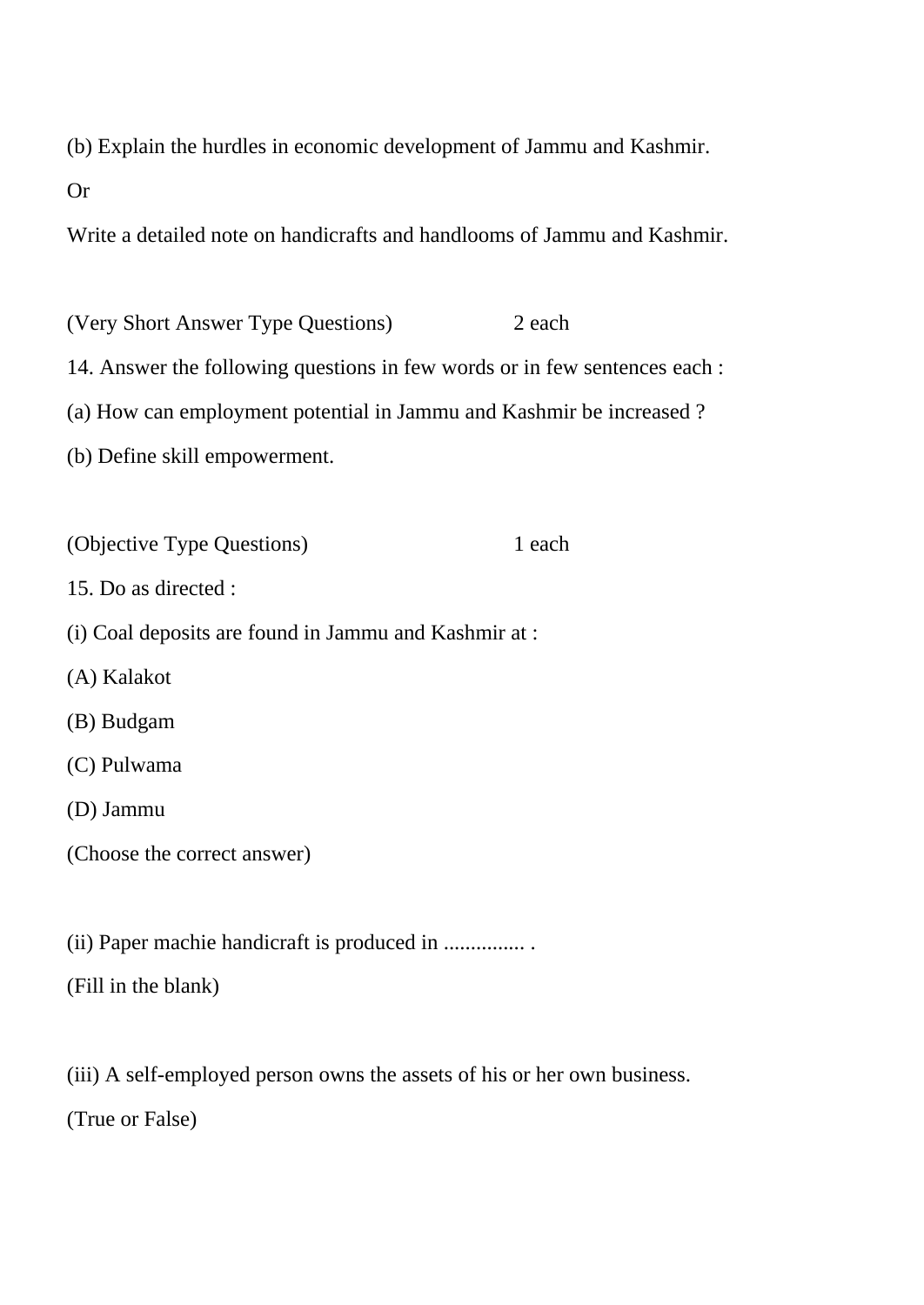(b) Explain the hurdles in economic development of Jammu and Kashmir.

Or

Write a detailed note on handicrafts and handlooms of Jammu and Kashmir.

(Very Short Answer Type Questions) 2 each

14. Answer the following questions in few words or in few sentences each :

(a) How can employment potential in Jammu and Kashmir be increased ?

(b) Define skill empowerment.

(Objective Type Questions) 1 each

15. Do as directed :

(i) Coal deposits are found in Jammu and Kashmir at :

(A) Kalakot

(B) Budgam

(C) Pulwama

(D) Jammu

(Choose the correct answer)

(ii) Paper machie handicraft is produced in ............... .

(Fill in the blank)

(iii) A self-employed person owns the assets of his or her own business.

(True or False)